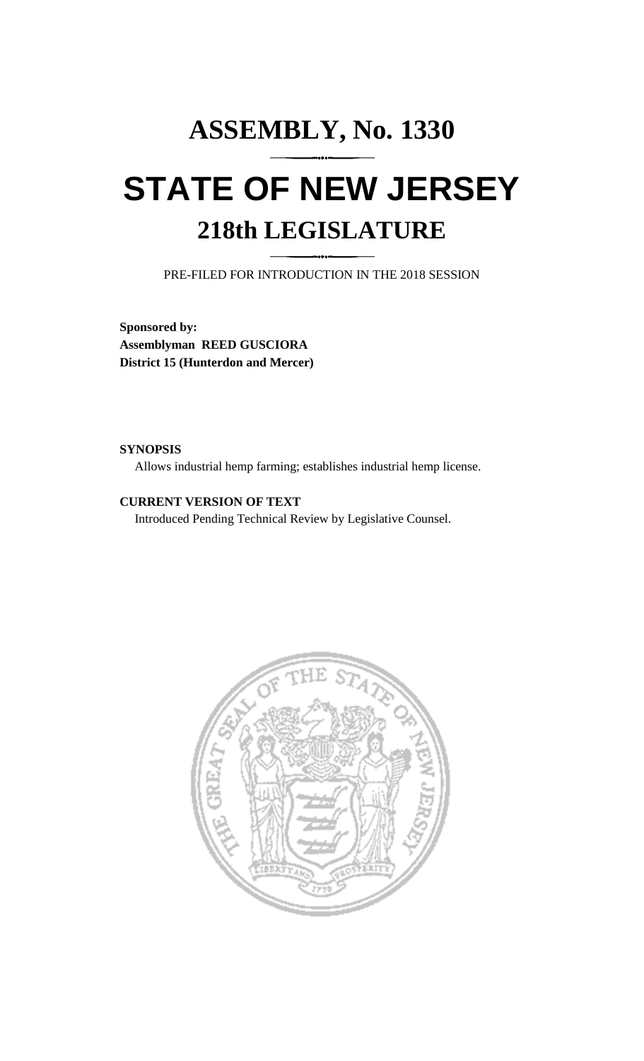# ASSEMBLY, No. 1330

# STATE OF NEW JERSEY

## 218th LEGISLATURE

PRE-FILED FOR INTRODUCTION IN THE 2018 SESSION

**Sponsored by:**
**Assemblyman REED GUSCIORA**
**District 15 (Hunterdon and Mercer)**

**SYNOPSIS**

Allows industrial hemp farming; establishes industrial hemp license.

**CURRENT VERSION OF TEXT**

Introduced Pending Technical Review by Legislative Counsel.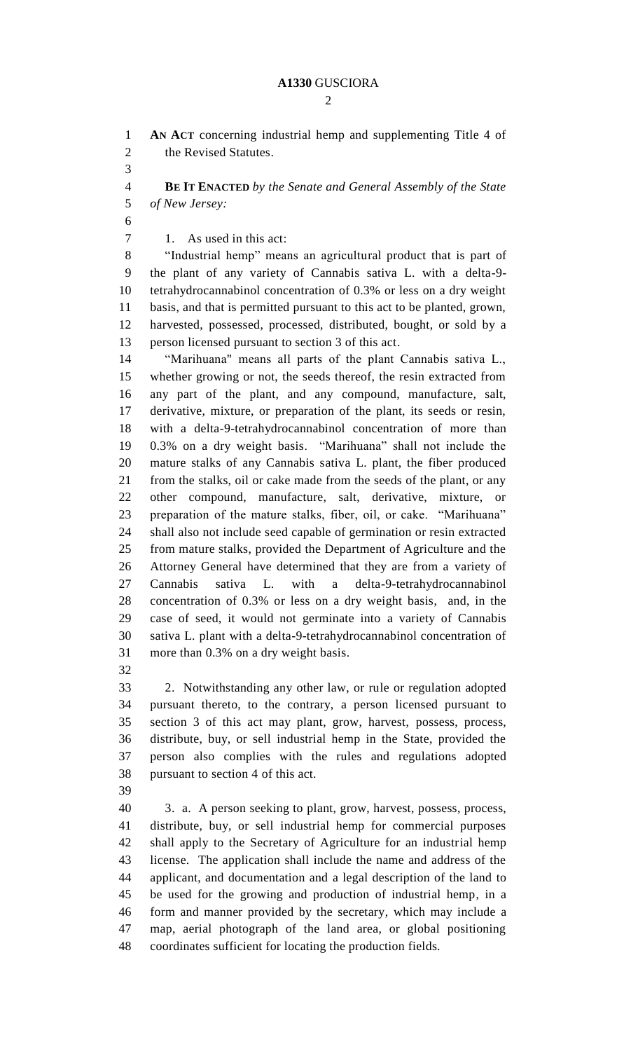**AN ACT** concerning industrial hemp and supplementing Title 4 of the Revised Statutes.

**BE IT ENACTED** *by the Senate and General Assembly of the State of New Jersey:*

1. As used in this act:

"Industrial hemp" means an agricultural product that is part of the plant of any variety of Cannabis sativa L. with a delta-9-tetrahydrocannabinol concentration of 0.3% or less on a dry weight basis, and that is permitted pursuant to this act to be planted, grown, harvested, possessed, processed, distributed, bought, or sold by a person licensed pursuant to section 3 of this act.

"Marihuana" means all parts of the plant Cannabis sativa L., whether growing or not, the seeds thereof, the resin extracted from any part of the plant, and any compound, manufacture, salt, derivative, mixture, or preparation of the plant, its seeds or resin, with a delta-9-tetrahydrocannabinol concentration of more than 0.3% on a dry weight basis. "Marihuana" shall not include the mature stalks of any Cannabis sativa L. plant, the fiber produced from the stalks, oil or cake made from the seeds of the plant, or any other compound, manufacture, salt, derivative, mixture, or preparation of the mature stalks, fiber, oil, or cake. "Marihuana" shall also not include seed capable of germination or resin extracted from mature stalks, provided the Department of Agriculture and the Attorney General have determined that they are from a variety of Cannabis sativa L. with a delta-9-tetrahydrocannabinol concentration of 0.3% or less on a dry weight basis, and, in the case of seed, it would not germinate into a variety of Cannabis sativa L. plant with a delta-9-tetrahydrocannabinol concentration of more than 0.3% on a dry weight basis.

2. Notwithstanding any other law, or rule or regulation adopted pursuant thereto, to the contrary, a person licensed pursuant to section 3 of this act may plant, grow, harvest, possess, process, distribute, buy, or sell industrial hemp in the State, provided the person also complies with the rules and regulations adopted pursuant to section 4 of this act.

3. a. A person seeking to plant, grow, harvest, possess, process, distribute, buy, or sell industrial hemp for commercial purposes shall apply to the Secretary of Agriculture for an industrial hemp license. The application shall include the name and address of the applicant, and documentation and a legal description of the land to be used for the growing and production of industrial hemp, in a form and manner provided by the secretary, which may include a map, aerial photograph of the land area, or global positioning coordinates sufficient for locating the production fields.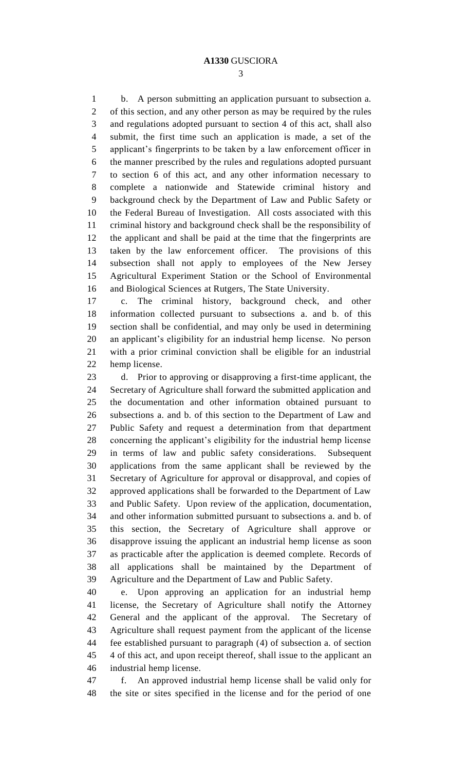b. A person submitting an application pursuant to subsection a. of this section, and any other person as may be required by the rules and regulations adopted pursuant to section 4 of this act, shall also submit, the first time such an application is made, a set of the applicant's fingerprints to be taken by a law enforcement officer in the manner prescribed by the rules and regulations adopted pursuant to section 6 of this act, and any other information necessary to complete a nationwide and Statewide criminal history and background check by the Department of Law and Public Safety or the Federal Bureau of Investigation. All costs associated with this criminal history and background check shall be the responsibility of the applicant and shall be paid at the time that the fingerprints are taken by the law enforcement officer. The provisions of this subsection shall not apply to employees of the New Jersey Agricultural Experiment Station or the School of Environmental and Biological Sciences at Rutgers, The State University.

c. The criminal history, background check, and other information collected pursuant to subsections a. and b. of this section shall be confidential, and may only be used in determining an applicant's eligibility for an industrial hemp license. No person with a prior criminal conviction shall be eligible for an industrial hemp license.

d. Prior to approving or disapproving a first-time applicant, the Secretary of Agriculture shall forward the submitted application and the documentation and other information obtained pursuant to subsections a. and b. of this section to the Department of Law and Public Safety and request a determination from that department concerning the applicant's eligibility for the industrial hemp license in terms of law and public safety considerations. Subsequent applications from the same applicant shall be reviewed by the Secretary of Agriculture for approval or disapproval, and copies of approved applications shall be forwarded to the Department of Law and Public Safety. Upon review of the application, documentation, and other information submitted pursuant to subsections a. and b. of this section, the Secretary of Agriculture shall approve or disapprove issuing the applicant an industrial hemp license as soon as practicable after the application is deemed complete. Records of all applications shall be maintained by the Department of Agriculture and the Department of Law and Public Safety.

e. Upon approving an application for an industrial hemp license, the Secretary of Agriculture shall notify the Attorney General and the applicant of the approval. The Secretary of Agriculture shall request payment from the applicant of the license fee established pursuant to paragraph (4) of subsection a. of section 4 of this act, and upon receipt thereof, shall issue to the applicant an industrial hemp license.

f. An approved industrial hemp license shall be valid only for the site or sites specified in the license and for the period of one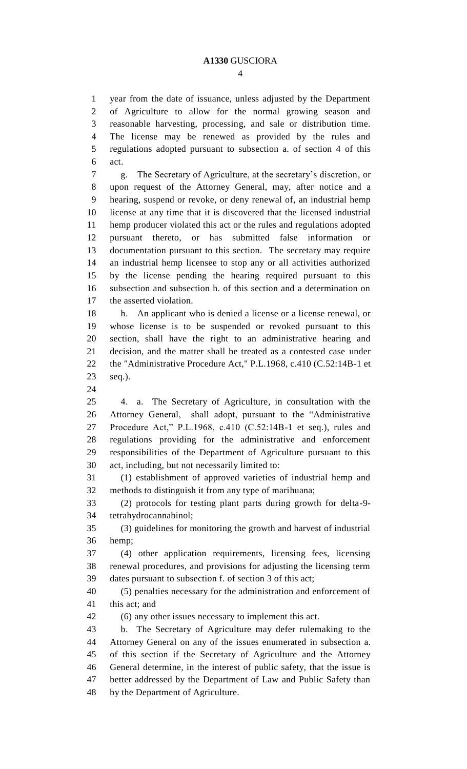year from the date of issuance, unless adjusted by the Department of Agriculture to allow for the normal growing season and reasonable harvesting, processing, and sale or distribution time. The license may be renewed as provided by the rules and regulations adopted pursuant to subsection a. of section 4 of this act.

g. The Secretary of Agriculture, at the secretary's discretion, or upon request of the Attorney General, may, after notice and a hearing, suspend or revoke, or deny renewal of, an industrial hemp license at any time that it is discovered that the licensed industrial hemp producer violated this act or the rules and regulations adopted pursuant thereto, or has submitted false information or documentation pursuant to this section. The secretary may require an industrial hemp licensee to stop any or all activities authorized by the license pending the hearing required pursuant to this subsection and subsection h. of this section and a determination on the asserted violation.

h. An applicant who is denied a license or a license renewal, or whose license is to be suspended or revoked pursuant to this section, shall have the right to an administrative hearing and decision, and the matter shall be treated as a contested case under the "Administrative Procedure Act," P.L.1968, c.410 (C.52:14B-1 et seq.).

4. a. The Secretary of Agriculture, in consultation with the Attorney General, shall adopt, pursuant to the "Administrative Procedure Act," P.L.1968, c.410 (C.52:14B-1 et seq.), rules and regulations providing for the administrative and enforcement responsibilities of the Department of Agriculture pursuant to this act, including, but not necessarily limited to:

(1) establishment of approved varieties of industrial hemp and methods to distinguish it from any type of marihuana;

(2) protocols for testing plant parts during growth for delta-9-tetrahydrocannabinol;

(3) guidelines for monitoring the growth and harvest of industrial hemp;

(4) other application requirements, licensing fees, licensing renewal procedures, and provisions for adjusting the licensing term dates pursuant to subsection f. of section 3 of this act;

(5) penalties necessary for the administration and enforcement of this act; and

(6) any other issues necessary to implement this act.

b. The Secretary of Agriculture may defer rulemaking to the Attorney General on any of the issues enumerated in subsection a. of this section if the Secretary of Agriculture and the Attorney General determine, in the interest of public safety, that the issue is better addressed by the Department of Law and Public Safety than by the Department of Agriculture.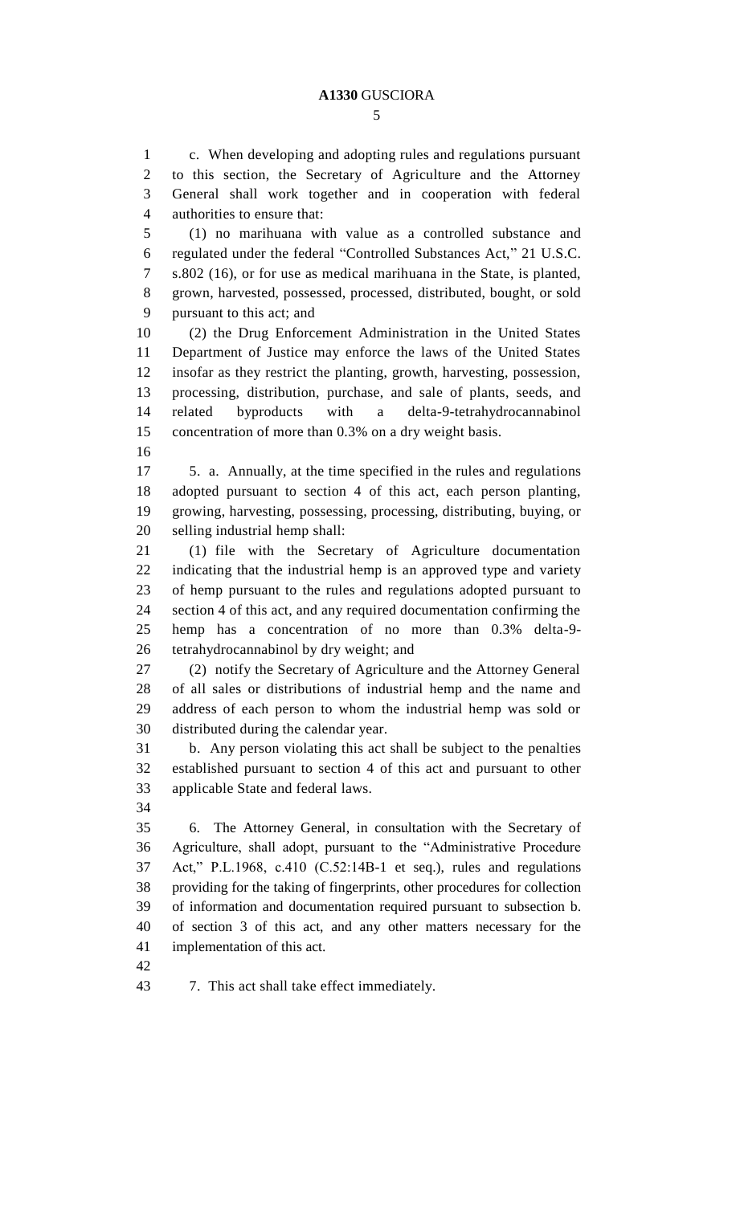c. When developing and adopting rules and regulations pursuant to this section, the Secretary of Agriculture and the Attorney General shall work together and in cooperation with federal authorities to ensure that:

(1) no marihuana with value as a controlled substance and regulated under the federal "Controlled Substances Act," 21 U.S.C. s.802 (16), or for use as medical marihuana in the State, is planted, grown, harvested, possessed, processed, distributed, bought, or sold pursuant to this act; and

(2) the Drug Enforcement Administration in the United States Department of Justice may enforce the laws of the United States insofar as they restrict the planting, growth, harvesting, possession, processing, distribution, purchase, and sale of plants, seeds, and related byproducts with a delta-9-tetrahydrocannabinol concentration of more than 0.3% on a dry weight basis.

5. a. Annually, at the time specified in the rules and regulations adopted pursuant to section 4 of this act, each person planting, growing, harvesting, possessing, processing, distributing, buying, or selling industrial hemp shall:

(1) file with the Secretary of Agriculture documentation indicating that the industrial hemp is an approved type and variety of hemp pursuant to the rules and regulations adopted pursuant to section 4 of this act, and any required documentation confirming the hemp has a concentration of no more than 0.3% delta-9-tetrahydrocannabinol by dry weight; and

(2) notify the Secretary of Agriculture and the Attorney General of all sales or distributions of industrial hemp and the name and address of each person to whom the industrial hemp was sold or distributed during the calendar year.

b. Any person violating this act shall be subject to the penalties established pursuant to section 4 of this act and pursuant to other applicable State and federal laws.

6. The Attorney General, in consultation with the Secretary of Agriculture, shall adopt, pursuant to the "Administrative Procedure Act," P.L.1968, c.410 (C.52:14B-1 et seq.), rules and regulations providing for the taking of fingerprints, other procedures for collection of information and documentation required pursuant to subsection b. of section 3 of this act, and any other matters necessary for the implementation of this act.

7. This act shall take effect immediately.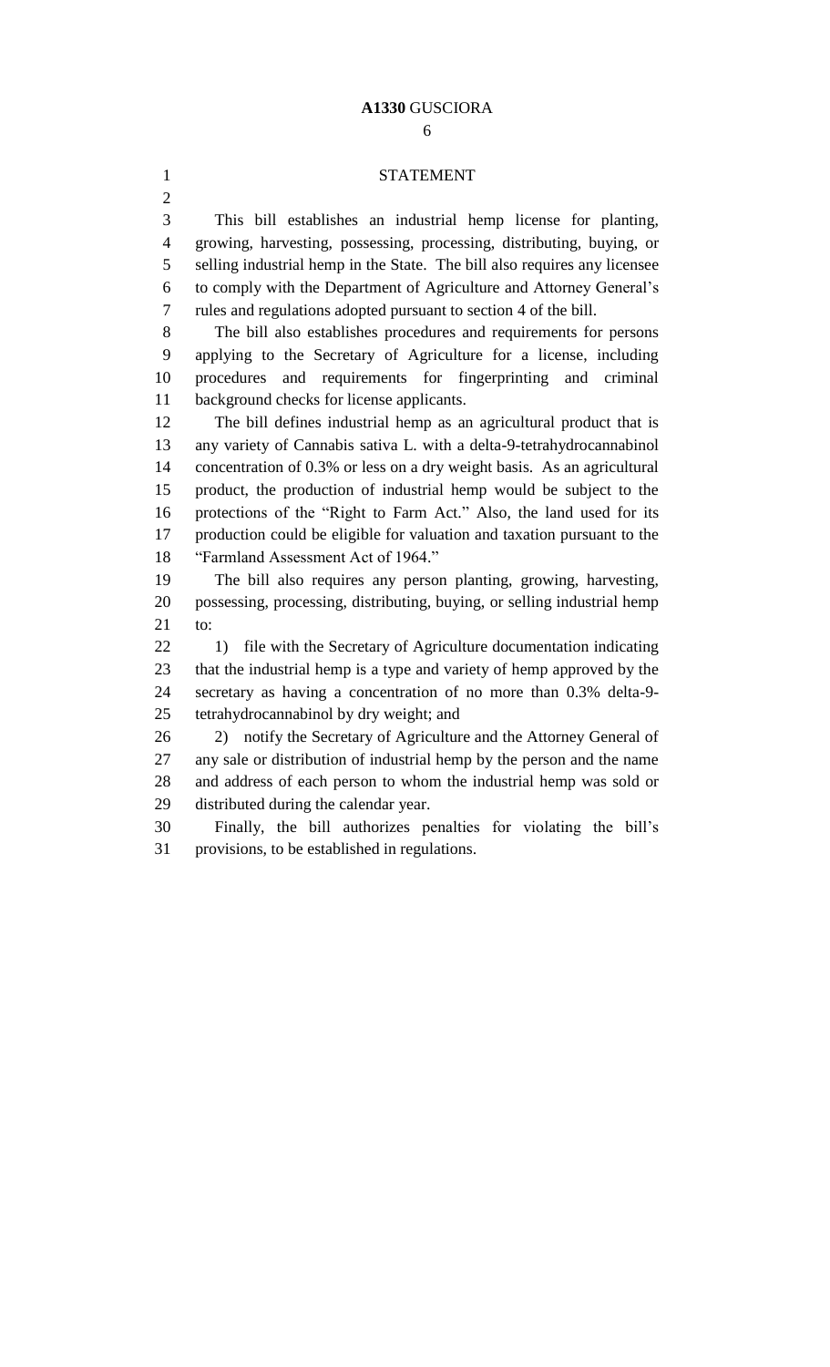## STATEMENT

This bill establishes an industrial hemp license for planting, growing, harvesting, possessing, processing, distributing, buying, or selling industrial hemp in the State. The bill also requires any licensee to comply with the Department of Agriculture and Attorney General's rules and regulations adopted pursuant to section 4 of the bill.

The bill also establishes procedures and requirements for persons applying to the Secretary of Agriculture for a license, including procedures and requirements for fingerprinting and criminal background checks for license applicants.

The bill defines industrial hemp as an agricultural product that is any variety of Cannabis sativa L. with a delta-9-tetrahydrocannabinol concentration of 0.3% or less on a dry weight basis. As an agricultural product, the production of industrial hemp would be subject to the protections of the "Right to Farm Act." Also, the land used for its production could be eligible for valuation and taxation pursuant to the "Farmland Assessment Act of 1964."

The bill also requires any person planting, growing, harvesting, possessing, processing, distributing, buying, or selling industrial hemp to:

1) file with the Secretary of Agriculture documentation indicating that the industrial hemp is a type and variety of hemp approved by the secretary as having a concentration of no more than 0.3% delta-9-tetrahydrocannabinol by dry weight; and

2) notify the Secretary of Agriculture and the Attorney General of any sale or distribution of industrial hemp by the person and the name and address of each person to whom the industrial hemp was sold or distributed during the calendar year.

Finally, the bill authorizes penalties for violating the bill's provisions, to be established in regulations.